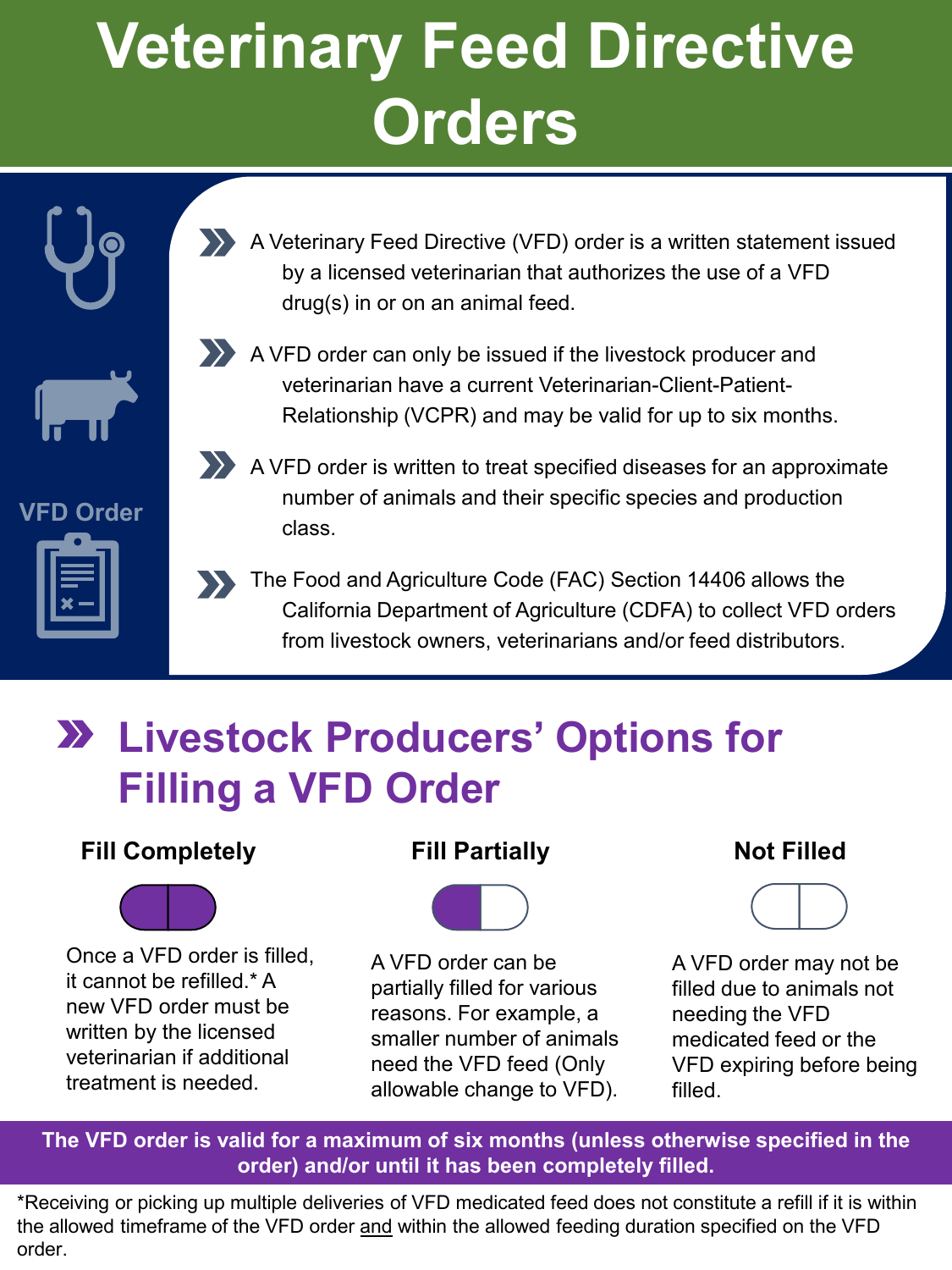# Veterinary Feed Directive Orders

VFD Order

- A Veterinary Feed Directive (VFD) order is a written statement issued by a licensed veterinarian that authorizes the use of a VFD drug(s) in or on an animal feed.
- A VFD order can only be issued if the livestock producer and veterinarian have a current Veterinarian-Client-Patient-Relationship (VCPR) and may be valid for up to six months.
- A VFD order is written to treat specified diseases for an approximate number of animals and their specific species and production class.
- The Food and Agriculture Code (FAC) Section 14406 allows the California Department of Agriculture (CDFA) to collect VFD orders from livestock owners, veterinarians and/or feed distributors.

## Livestock Producers' Options for Filling a VFD Order

### Fill Completely

Once a VFD order is filled, it cannot be refilled.* A new VFD order must be written by the licensed veterinarian if additional treatment is needed.

### Fill Partially

A VFD order can be partially filled for various reasons. For example, a smaller number of animals need the VFD feed (Only allowable change to VFD).

### Not Filled

A VFD order may not be filled due to animals not needing the VFD medicated feed or the VFD expiring before being filled.

**The VFD order is valid for a maximum of six months (unless otherwise specified in the order) and/or until it has been completely filled.**

*Receiving or picking up multiple deliveries of VFD medicated feed does not constitute a refill if it is within the allowed timeframe of the VFD order and within the allowed feeding duration specified on the VFD order.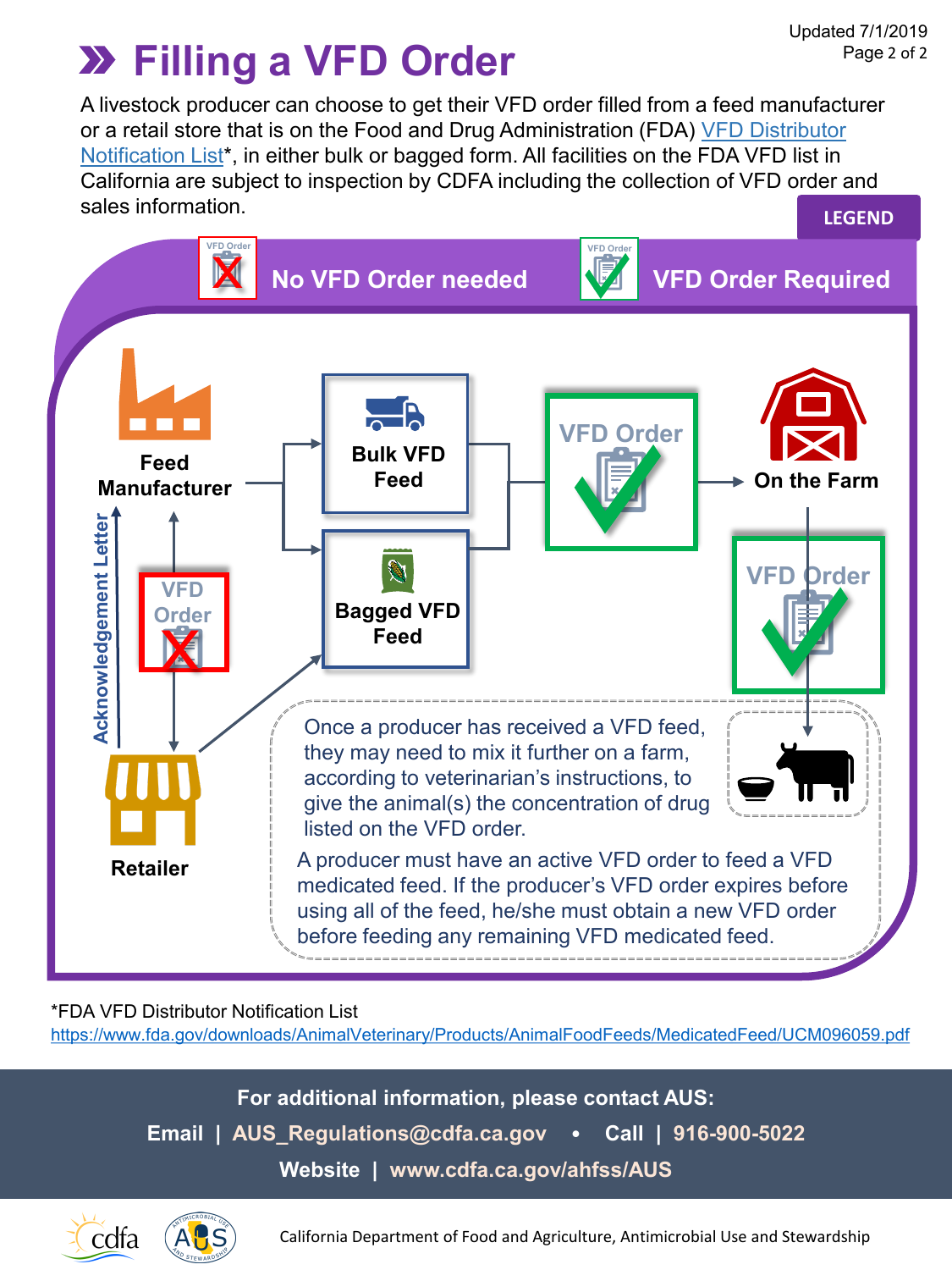# » Filling a VFD Order

A livestock producer can choose to get their VFD order filled from a feed manufacturer or a retail store that is on the Food and Drug Administration (FDA) VFD Distributor Notification List*, in either bulk or bagged form. All facilities on the FDA VFD list in California are subject to inspection by CDFA including the collection of VFD order and sales information.

**LEGEND**

VFD Order — No VFD Order needed

VFD Order — VFD Order Required

Feed Manufacturer

Bulk VFD Feed

Bagged VFD Feed

VFD Order

On the Farm

VFD Order

Acknowledgement Letter

VFD Order

Retailer

Once a producer has received a VFD feed, they may need to mix it further on a farm, according to veterinarian's instructions, to give the animal(s) the concentration of drug listed on the VFD order.

A producer must have an active VFD order to feed a VFD medicated feed. If the producer's VFD order expires before using all of the feed, he/she must obtain a new VFD order before feeding any remaining VFD medicated feed.

*FDA VFD Distributor Notification List
https://www.fda.gov/downloads/AnimalVeterinary/Products/AnimalFoodFeeds/MedicatedFeed/UCM096059.pdf

**For additional information, please contact AUS:**

**Email | AUS_Regulations@cdfa.ca.gov • Call | 916-900-5022**

**Website | www.cdfa.ca.gov/ahfss/AUS**

California Department of Food and Agriculture, Antimicrobial Use and Stewardship